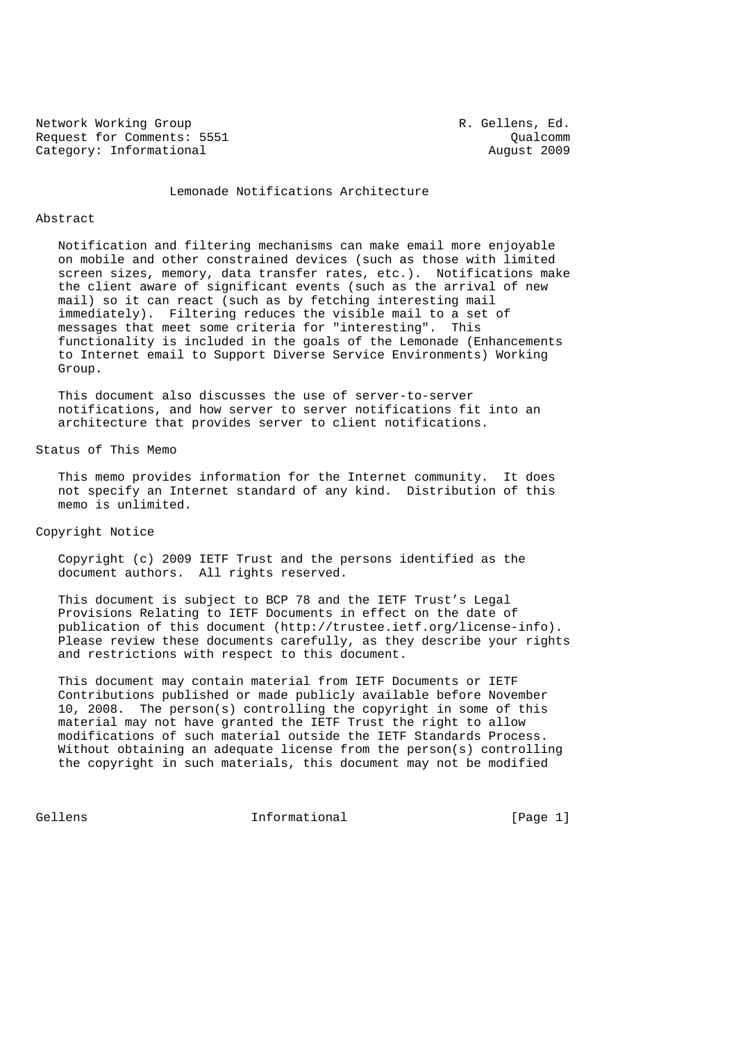Network Working Group R. Gellens, Ed.
Request for Comments: 5551 Qualcomm
Category: Informational August 2009

# Lemonade Notifications Architecture

## Abstract

Notification and filtering mechanisms can make email more enjoyable on mobile and other constrained devices (such as those with limited screen sizes, memory, data transfer rates, etc.). Notifications make the client aware of significant events (such as the arrival of new mail) so it can react (such as by fetching interesting mail immediately). Filtering reduces the visible mail to a set of messages that meet some criteria for "interesting". This functionality is included in the goals of the Lemonade (Enhancements to Internet email to Support Diverse Service Environments) Working Group.

This document also discusses the use of server-to-server notifications, and how server to server notifications fit into an architecture that provides server to client notifications.

## Status of This Memo

This memo provides information for the Internet community. It does not specify an Internet standard of any kind. Distribution of this memo is unlimited.

## Copyright Notice

Copyright (c) 2009 IETF Trust and the persons identified as the document authors. All rights reserved.

This document is subject to BCP 78 and the IETF Trust's Legal Provisions Relating to IETF Documents in effect on the date of publication of this document (http://trustee.ietf.org/license-info). Please review these documents carefully, as they describe your rights and restrictions with respect to this document.

This document may contain material from IETF Documents or IETF Contributions published or made publicly available before November 10, 2008. The person(s) controlling the copyright in some of this material may not have granted the IETF Trust the right to allow modifications of such material outside the IETF Standards Process. Without obtaining an adequate license from the person(s) controlling the copyright in such materials, this document may not be modified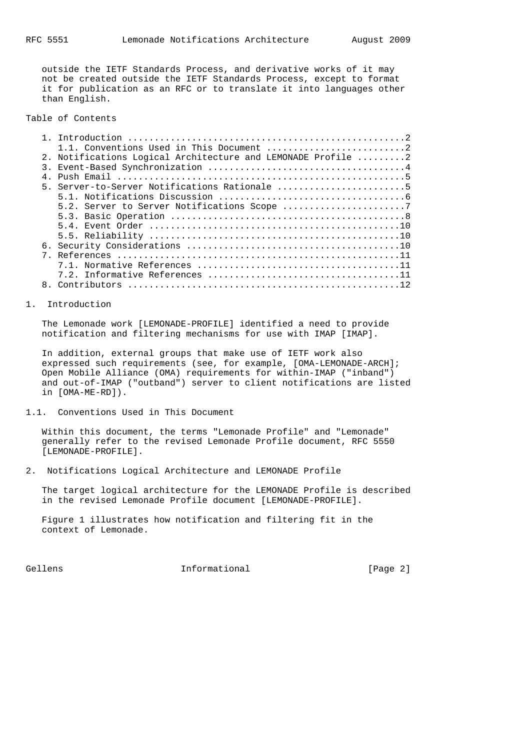outside the IETF Standards Process, and derivative works of it may not be created outside the IETF Standards Process, except to format it for publication as an RFC or to translate it into languages other than English.

## Table of Contents

```
   1. Introduction ....................................................2
      1.1. Conventions Used in This Document ..........................2
   2. Notifications Logical Architecture and LEMONADE Profile .........2
   3. Event-Based Synchronization .....................................4
   4. Push Email ......................................................5
   5. Server-to-Server Notifications Rationale ........................5
      5.1. Notifications Discussion ...................................6
      5.2. Server to Server Notifications Scope .......................7
      5.3. Basic Operation ............................................8
      5.4. Event Order ...............................................10
      5.5. Reliability ...............................................10
   6. Security Considerations ........................................10
   7. References .....................................................11
      7.1. Normative References ......................................11
      7.2. Informative References ....................................11
   8. Contributors ...................................................12
```

## 1. Introduction

The Lemonade work [LEMONADE-PROFILE] identified a need to provide notification and filtering mechanisms for use with IMAP [IMAP].

In addition, external groups that make use of IETF work also expressed such requirements (see, for example, [OMA-LEMONADE-ARCH]; Open Mobile Alliance (OMA) requirements for within-IMAP ("inband") and out-of-IMAP ("outband") server to client notifications are listed in [OMA-ME-RD]).

### 1.1. Conventions Used in This Document

Within this document, the terms "Lemonade Profile" and "Lemonade" generally refer to the revised Lemonade Profile document, RFC 5550 [LEMONADE-PROFILE].

## 2. Notifications Logical Architecture and LEMONADE Profile

The target logical architecture for the LEMONADE Profile is described in the revised Lemonade Profile document [LEMONADE-PROFILE].

Figure 1 illustrates how notification and filtering fit in the context of Lemonade.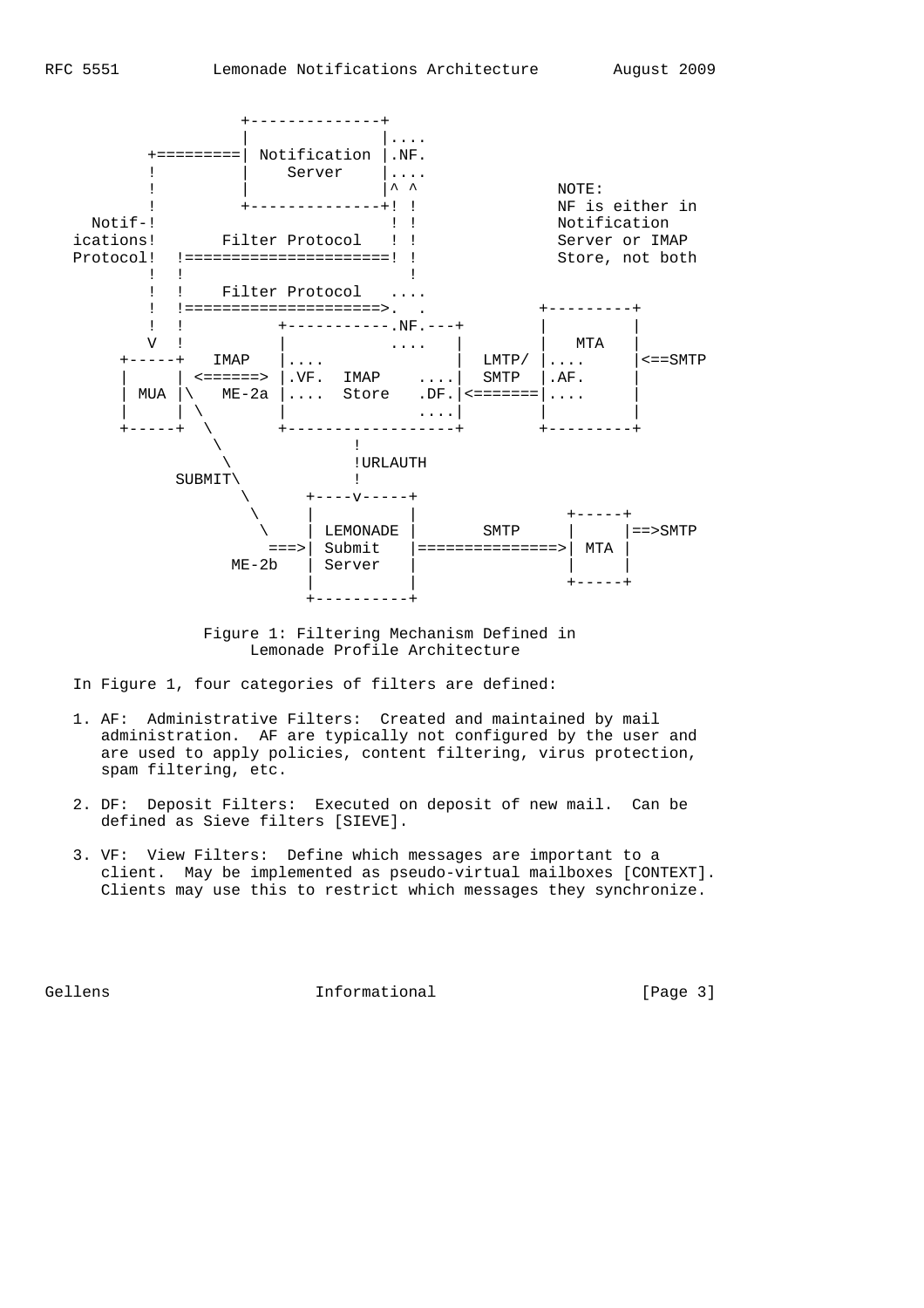```
                 +--------------+
                 |              |....
       +=========| Notification |.NF.
       !         |    Server    |....
       !         |              |^ ^            NOTE:
       !         +--------------+! !            NF is either in
  Notif-!                         ! !            Notification
 ications!       Filter Protocol   ! !            Server or IMAP
 Protocol!  !======================! !            Store, not both
       !  !                          !
       !  !    Filter Protocol   ....
       !  !=====================>.  .           +---------+
       !  !          +-----------.NF.---+        |         |
       V  !          |           ....   |        |   MTA   |
     +-----+   IMAP  |....              |  LMTP/ |....     |<==SMTP
     |     | <======> |.VF.  IMAP    ....|  SMTP  |.AF.     |
     | MUA |\   ME-2a |....  Store   .DF.|<=======|....     |
     |     | \        |              ....|        |         |
     +-----+  \       +------------------+        +---------+
               \             !
                \            !URLAUTH
          SUBMIT\            !
                 \      +----v-----+
                  \     |          |              +-----+
                   \    | LEMONADE |     SMTP     |     |==>SMTP
                    ===>| Submit   |=============>| MTA |
               ME-2b    | Server   |              |     |
                        |          |              +-----+
                        +----------+
```

Figure 1: Filtering Mechanism Defined in Lemonade Profile Architecture

In Figure 1, four categories of filters are defined:

1. AF: Administrative Filters: Created and maintained by mail administration. AF are typically not configured by the user and are used to apply policies, content filtering, virus protection, spam filtering, etc.

2. DF: Deposit Filters: Executed on deposit of new mail. Can be defined as Sieve filters [SIEVE].

3. VF: View Filters: Define which messages are important to a client. May be implemented as pseudo-virtual mailboxes [CONTEXT]. Clients may use this to restrict which messages they synchronize.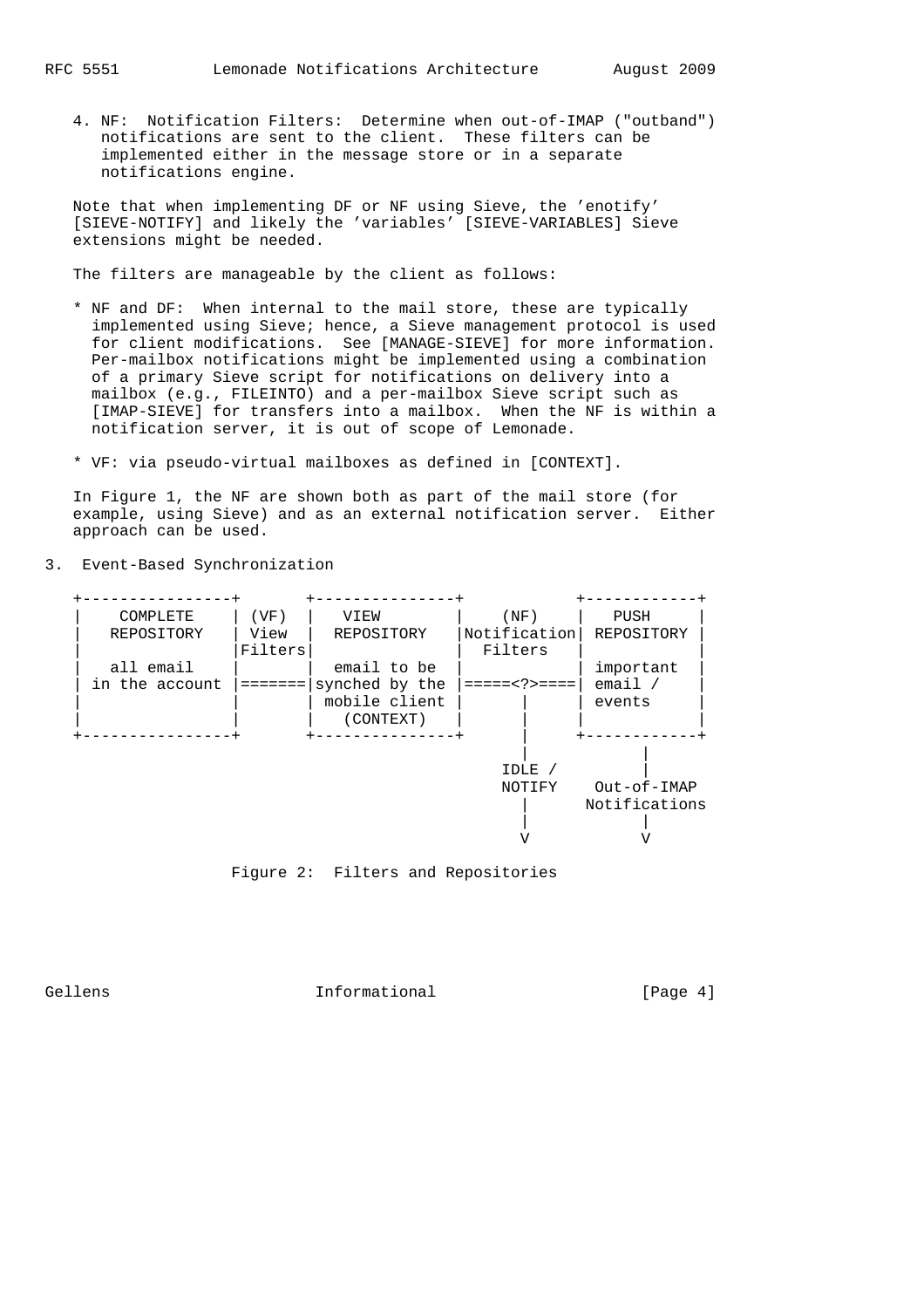4. NF: Notification Filters: Determine when out-of-IMAP ("outband") notifications are sent to the client. These filters can be implemented either in the message store or in a separate notifications engine.

Note that when implementing DF or NF using Sieve, the 'enotify' [SIEVE-NOTIFY] and likely the 'variables' [SIEVE-VARIABLES] Sieve extensions might be needed.

The filters are manageable by the client as follows:

* NF and DF: When internal to the mail store, these are typically implemented using Sieve; hence, a Sieve management protocol is used for client modifications. See [MANAGE-SIEVE] for more information. Per-mailbox notifications might be implemented using a combination of a primary Sieve script for notifications on delivery into a mailbox (e.g., FILEINTO) and a per-mailbox Sieve script such as [IMAP-SIEVE] for transfers into a mailbox. When the NF is within a notification server, it is out of scope of Lemonade.

* VF: via pseudo-virtual mailboxes as defined in [CONTEXT].

In Figure 1, the NF are shown both as part of the mail store (for example, using Sieve) and as an external notification server. Either approach can be used.

## 3. Event-Based Synchronization

```
+----------------+       +---------------+            +------------+
|   COMPLETE     | (VF)  |   VIEW        |    (NF)    |   PUSH     |
|   REPOSITORY   | View  |  REPOSITORY   |Notification| REPOSITORY |
|                |Filters|               |  Filters   |            |
|   all email    |       |  email to be  |            | important  |
| in the account |=======|synched by the |=====<?>====| email /    |
|                |       | mobile client |      |     | events     |
|                |       |   (CONTEXT)   |      |     |            |
+----------------+       +---------------+      |     +------------+
                                                |           |
                                              IDLE /        |
                                              NOTIFY    Out-of-IMAP
                                                |      Notifications
                                                |           |
                                                V           V
```

Figure 2: Filters and Repositories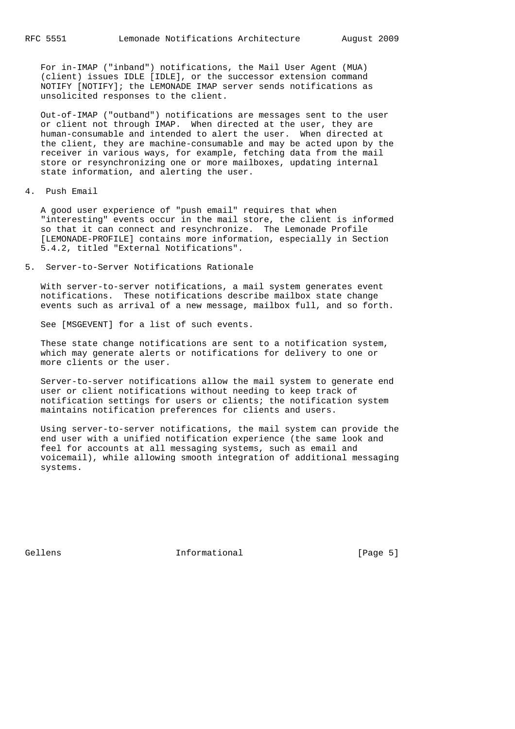For in-IMAP ("inband") notifications, the Mail User Agent (MUA) (client) issues IDLE [IDLE], or the successor extension command NOTIFY [NOTIFY]; the LEMONADE IMAP server sends notifications as unsolicited responses to the client.

Out-of-IMAP ("outband") notifications are messages sent to the user or client not through IMAP. When directed at the user, they are human-consumable and intended to alert the user. When directed at the client, they are machine-consumable and may be acted upon by the receiver in various ways, for example, fetching data from the mail store or resynchronizing one or more mailboxes, updating internal state information, and alerting the user.

## 4. Push Email

A good user experience of "push email" requires that when "interesting" events occur in the mail store, the client is informed so that it can connect and resynchronize. The Lemonade Profile [LEMONADE-PROFILE] contains more information, especially in Section 5.4.2, titled "External Notifications".

## 5. Server-to-Server Notifications Rationale

With server-to-server notifications, a mail system generates event notifications. These notifications describe mailbox state change events such as arrival of a new message, mailbox full, and so forth.

See [MSGEVENT] for a list of such events.

These state change notifications are sent to a notification system, which may generate alerts or notifications for delivery to one or more clients or the user.

Server-to-server notifications allow the mail system to generate end user or client notifications without needing to keep track of notification settings for users or clients; the notification system maintains notification preferences for clients and users.

Using server-to-server notifications, the mail system can provide the end user with a unified notification experience (the same look and feel for accounts at all messaging systems, such as email and voicemail), while allowing smooth integration of additional messaging systems.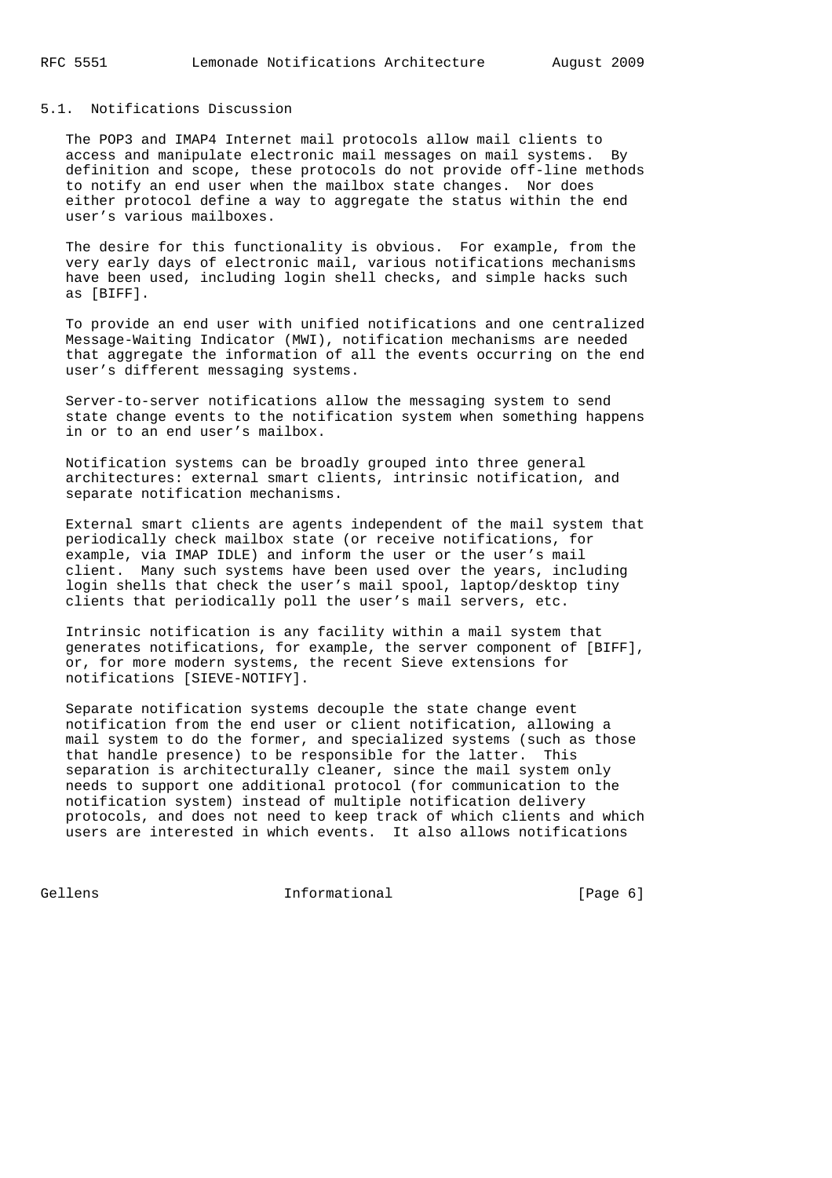## 5.1. Notifications Discussion

The POP3 and IMAP4 Internet mail protocols allow mail clients to access and manipulate electronic mail messages on mail systems. By definition and scope, these protocols do not provide off-line methods to notify an end user when the mailbox state changes. Nor does either protocol define a way to aggregate the status within the end user's various mailboxes.

The desire for this functionality is obvious. For example, from the very early days of electronic mail, various notifications mechanisms have been used, including login shell checks, and simple hacks such as [BIFF].

To provide an end user with unified notifications and one centralized Message-Waiting Indicator (MWI), notification mechanisms are needed that aggregate the information of all the events occurring on the end user's different messaging systems.

Server-to-server notifications allow the messaging system to send state change events to the notification system when something happens in or to an end user's mailbox.

Notification systems can be broadly grouped into three general architectures: external smart clients, intrinsic notification, and separate notification mechanisms.

External smart clients are agents independent of the mail system that periodically check mailbox state (or receive notifications, for example, via IMAP IDLE) and inform the user or the user's mail client. Many such systems have been used over the years, including login shells that check the user's mail spool, laptop/desktop tiny clients that periodically poll the user's mail servers, etc.

Intrinsic notification is any facility within a mail system that generates notifications, for example, the server component of [BIFF], or, for more modern systems, the recent Sieve extensions for notifications [SIEVE-NOTIFY].

Separate notification systems decouple the state change event notification from the end user or client notification, allowing a mail system to do the former, and specialized systems (such as those that handle presence) to be responsible for the latter. This separation is architecturally cleaner, since the mail system only needs to support one additional protocol (for communication to the notification system) instead of multiple notification delivery protocols, and does not need to keep track of which clients and which users are interested in which events. It also allows notifications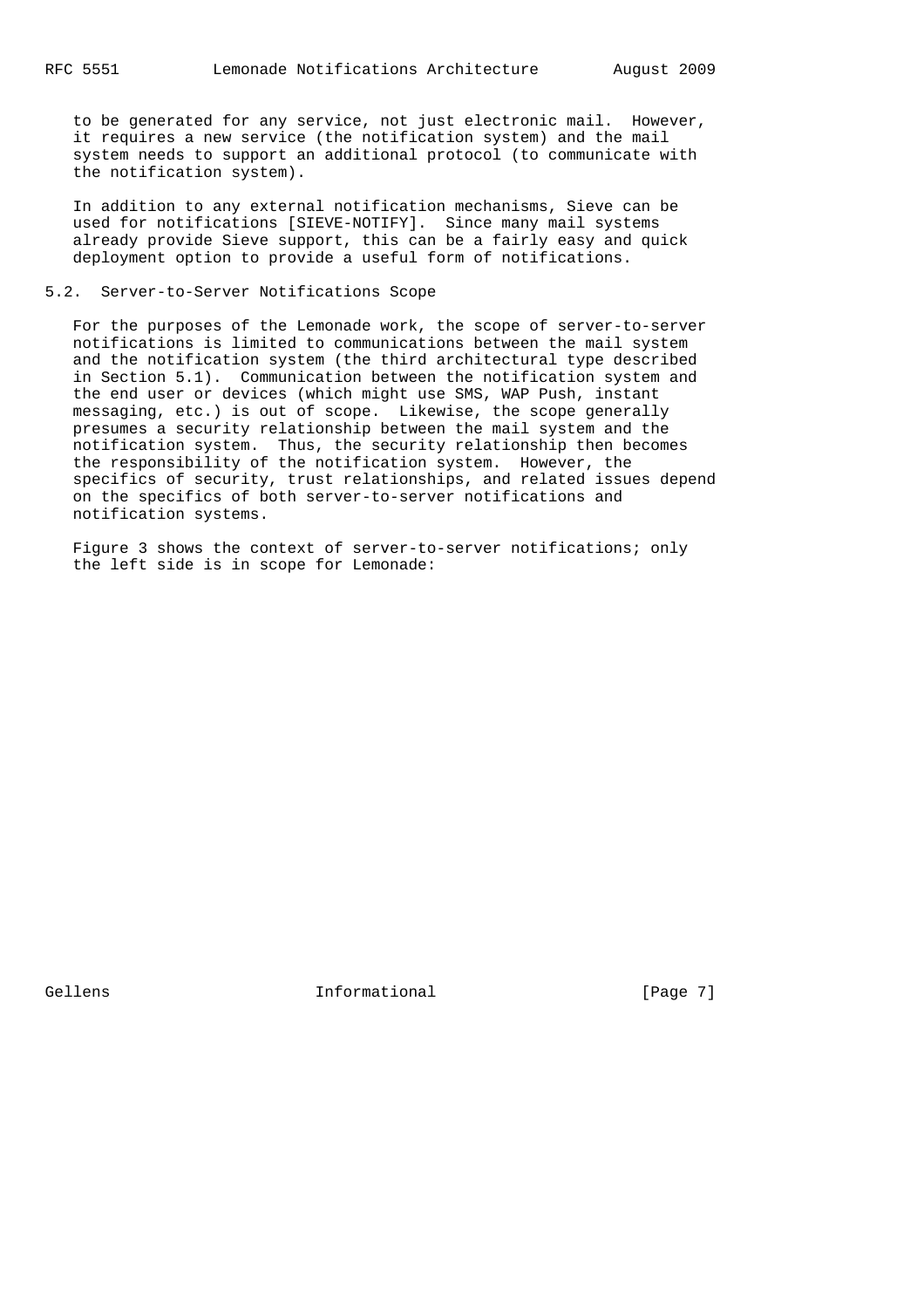to be generated for any service, not just electronic mail. However, it requires a new service (the notification system) and the mail system needs to support an additional protocol (to communicate with the notification system).

In addition to any external notification mechanisms, Sieve can be used for notifications [SIEVE-NOTIFY]. Since many mail systems already provide Sieve support, this can be a fairly easy and quick deployment option to provide a useful form of notifications.

## 5.2. Server-to-Server Notifications Scope

For the purposes of the Lemonade work, the scope of server-to-server notifications is limited to communications between the mail system and the notification system (the third architectural type described in Section 5.1). Communication between the notification system and the end user or devices (which might use SMS, WAP Push, instant messaging, etc.) is out of scope. Likewise, the scope generally presumes a security relationship between the mail system and the notification system. Thus, the security relationship then becomes the responsibility of the notification system. However, the specifics of security, trust relationships, and related issues depend on the specifics of both server-to-server notifications and notification systems.

Figure 3 shows the context of server-to-server notifications; only the left side is in scope for Lemonade: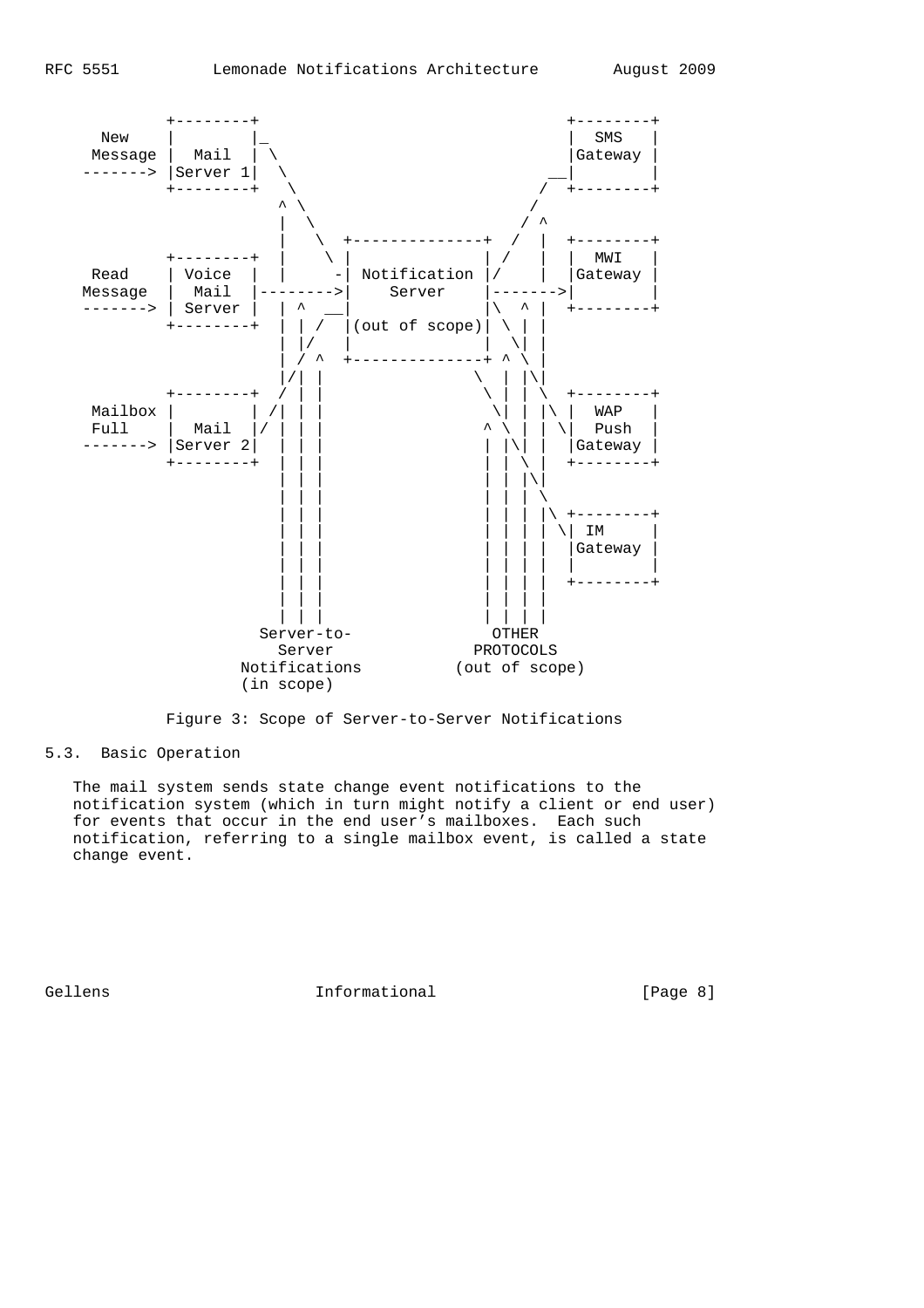```
           +--------+                                  +--------+
   New     |        |_                                 |  SMS   |
  Message  |  Mail  | \                                |Gateway |
  -------> |Server 1|  \                             __|        |
           +--------+   \                           /  +--------+
                       ^ \                         /
                       |  \                       / ^
                       |   \  +--------------+  /  |  +--------+
           +--------+  |    \ |              | /   |  |  MWI   |
   Read    | Voice  |  |     -| Notification |/    |  |Gateway |
  Message  |  Mail  |-------->|    Server    |------->|        |
  -------> | Server |  | ^  __|              |\  ^ |  +--------+
           +--------+  | | /  |(out of scope)| \ | |
                       | |/   |              |  \| |
                       | / ^  +--------------+ ^ \ |
                       |/| |                 \  | |\|
           +--------+  / | |                  \ | | \  +--------+
  Mailbox  |        | /| | |                   \| | |\ |  WAP   |
   Full    |  Mail  |/ | | |                  ^ \ | | \|  Push  |
  -------> |Server 2|  | | |                  | |\| |  |Gateway |
           +--------+  | | |                  | | \ |  +--------+
                       | | |                  | | |\|
                       | | |                  | | | \
                       | | |                  | | | |\ +--------+
                       | | |                  | | | | \| IM     |
                       | | |                  | | | |  |Gateway |
                       | | |                  | | | |  |        |
                       | | |                  | | | |  +--------+
                       | | |                  | | | |
                       | | |                  | | | |
                     Server-to-                 OTHER
                       Server                 PROTOCOLS
                    Notifications          (out of scope)
                     (in scope)
```

Figure 3: Scope of Server-to-Server Notifications

### 5.3. Basic Operation

The mail system sends state change event notifications to the notification system (which in turn might notify a client or end user) for events that occur in the end user's mailboxes. Each such notification, referring to a single mailbox event, is called a state change event.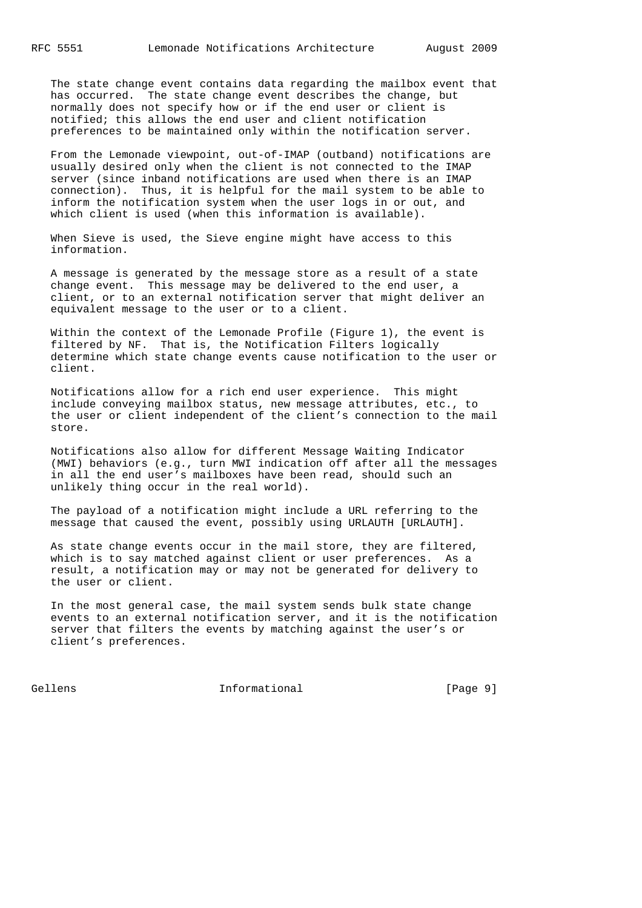The state change event contains data regarding the mailbox event that has occurred. The state change event describes the change, but normally does not specify how or if the end user or client is notified; this allows the end user and client notification preferences to be maintained only within the notification server.

From the Lemonade viewpoint, out-of-IMAP (outband) notifications are usually desired only when the client is not connected to the IMAP server (since inband notifications are used when there is an IMAP connection). Thus, it is helpful for the mail system to be able to inform the notification system when the user logs in or out, and which client is used (when this information is available).

When Sieve is used, the Sieve engine might have access to this information.

A message is generated by the message store as a result of a state change event. This message may be delivered to the end user, a client, or to an external notification server that might deliver an equivalent message to the user or to a client.

Within the context of the Lemonade Profile (Figure 1), the event is filtered by NF. That is, the Notification Filters logically determine which state change events cause notification to the user or client.

Notifications allow for a rich end user experience. This might include conveying mailbox status, new message attributes, etc., to the user or client independent of the client's connection to the mail store.

Notifications also allow for different Message Waiting Indicator (MWI) behaviors (e.g., turn MWI indication off after all the messages in all the end user's mailboxes have been read, should such an unlikely thing occur in the real world).

The payload of a notification might include a URL referring to the message that caused the event, possibly using URLAUTH [URLAUTH].

As state change events occur in the mail store, they are filtered, which is to say matched against client or user preferences. As a result, a notification may or may not be generated for delivery to the user or client.

In the most general case, the mail system sends bulk state change events to an external notification server, and it is the notification server that filters the events by matching against the user's or client's preferences.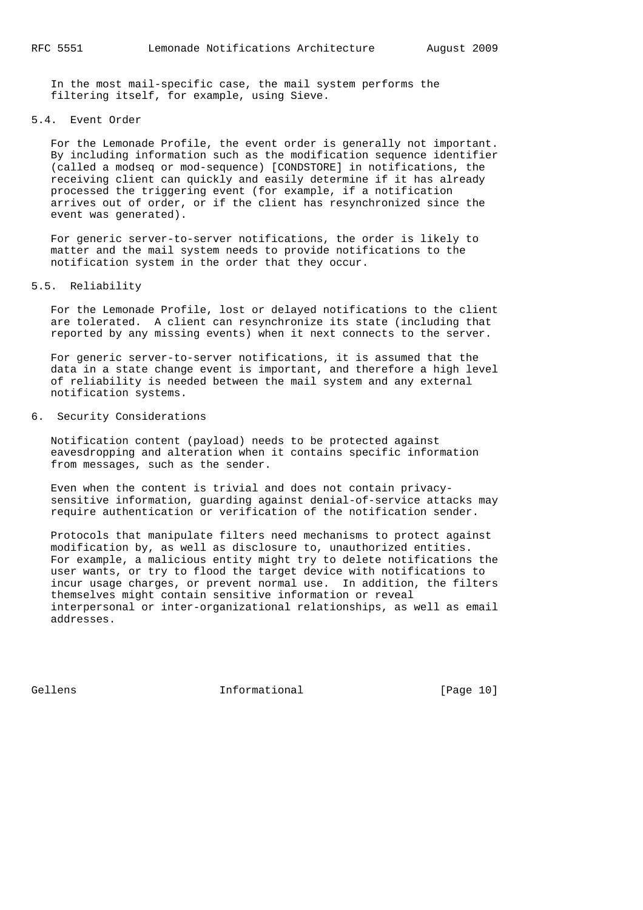In the most mail-specific case, the mail system performs the filtering itself, for example, using Sieve.

## 5.4. Event Order

For the Lemonade Profile, the event order is generally not important. By including information such as the modification sequence identifier (called a modseq or mod-sequence) [CONDSTORE] in notifications, the receiving client can quickly and easily determine if it has already processed the triggering event (for example, if a notification arrives out of order, or if the client has resynchronized since the event was generated).

For generic server-to-server notifications, the order is likely to matter and the mail system needs to provide notifications to the notification system in the order that they occur.

## 5.5. Reliability

For the Lemonade Profile, lost or delayed notifications to the client are tolerated. A client can resynchronize its state (including that reported by any missing events) when it next connects to the server.

For generic server-to-server notifications, it is assumed that the data in a state change event is important, and therefore a high level of reliability is needed between the mail system and any external notification systems.

# 6. Security Considerations

Notification content (payload) needs to be protected against eavesdropping and alteration when it contains specific information from messages, such as the sender.

Even when the content is trivial and does not contain privacy-sensitive information, guarding against denial-of-service attacks may require authentication or verification of the notification sender.

Protocols that manipulate filters need mechanisms to protect against modification by, as well as disclosure to, unauthorized entities. For example, a malicious entity might try to delete notifications the user wants, or try to flood the target device with notifications to incur usage charges, or prevent normal use. In addition, the filters themselves might contain sensitive information or reveal interpersonal or inter-organizational relationships, as well as email addresses.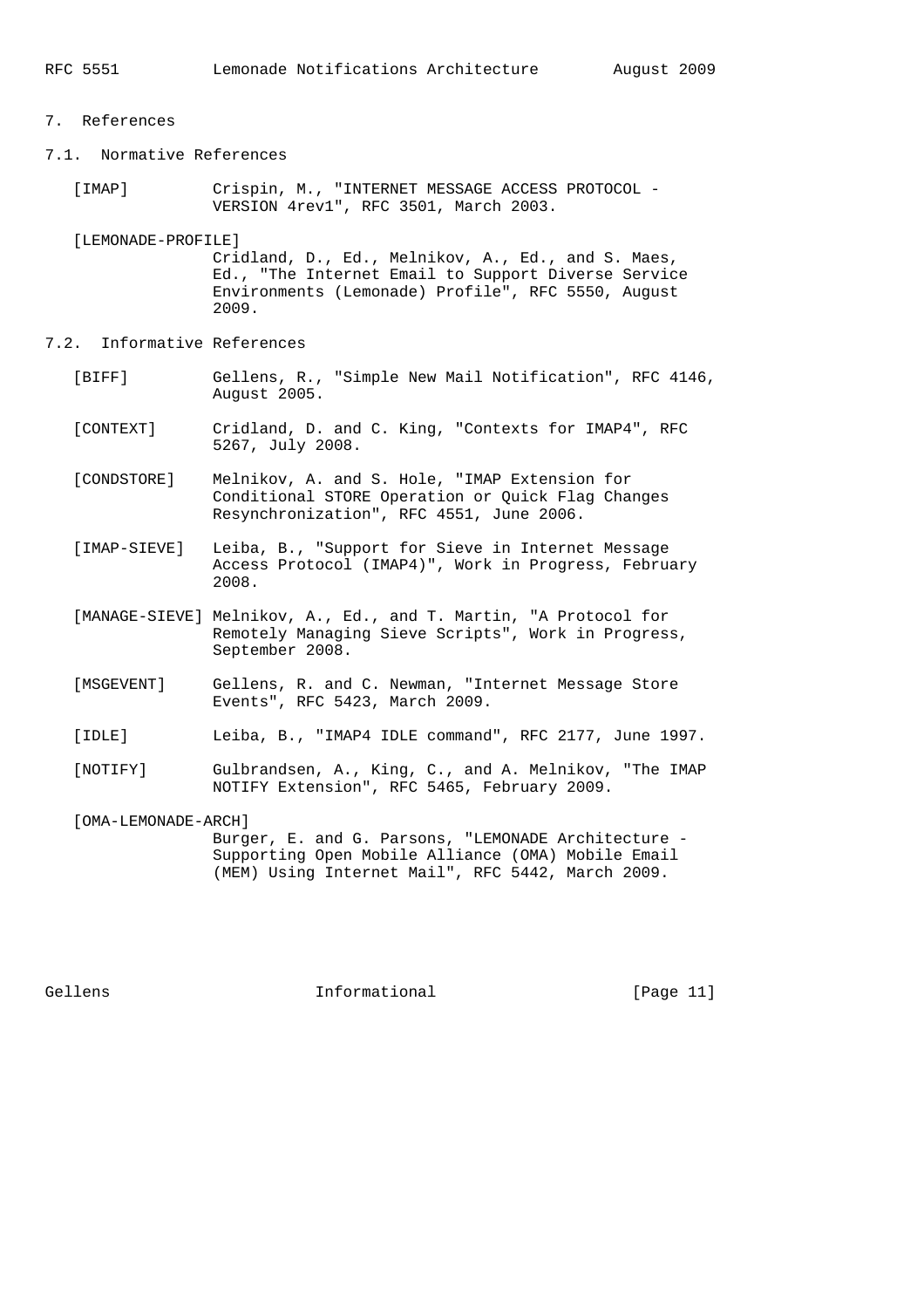# 7. References

## 7.1. Normative References

[IMAP] Crispin, M., "INTERNET MESSAGE ACCESS PROTOCOL - VERSION 4rev1", RFC 3501, March 2003.

[LEMONADE-PROFILE] Cridland, D., Ed., Melnikov, A., Ed., and S. Maes, Ed., "The Internet Email to Support Diverse Service Environments (Lemonade) Profile", RFC 5550, August 2009.

## 7.2. Informative References

[BIFF] Gellens, R., "Simple New Mail Notification", RFC 4146, August 2005.

[CONTEXT] Cridland, D. and C. King, "Contexts for IMAP4", RFC 5267, July 2008.

[CONDSTORE] Melnikov, A. and S. Hole, "IMAP Extension for Conditional STORE Operation or Quick Flag Changes Resynchronization", RFC 4551, June 2006.

[IMAP-SIEVE] Leiba, B., "Support for Sieve in Internet Message Access Protocol (IMAP4)", Work in Progress, February 2008.

[MANAGE-SIEVE] Melnikov, A., Ed., and T. Martin, "A Protocol for Remotely Managing Sieve Scripts", Work in Progress, September 2008.

[MSGEVENT] Gellens, R. and C. Newman, "Internet Message Store Events", RFC 5423, March 2009.

[IDLE] Leiba, B., "IMAP4 IDLE command", RFC 2177, June 1997.

[NOTIFY] Gulbrandsen, A., King, C., and A. Melnikov, "The IMAP NOTIFY Extension", RFC 5465, February 2009.

[OMA-LEMONADE-ARCH] Burger, E. and G. Parsons, "LEMONADE Architecture - Supporting Open Mobile Alliance (OMA) Mobile Email (MEM) Using Internet Mail", RFC 5442, March 2009.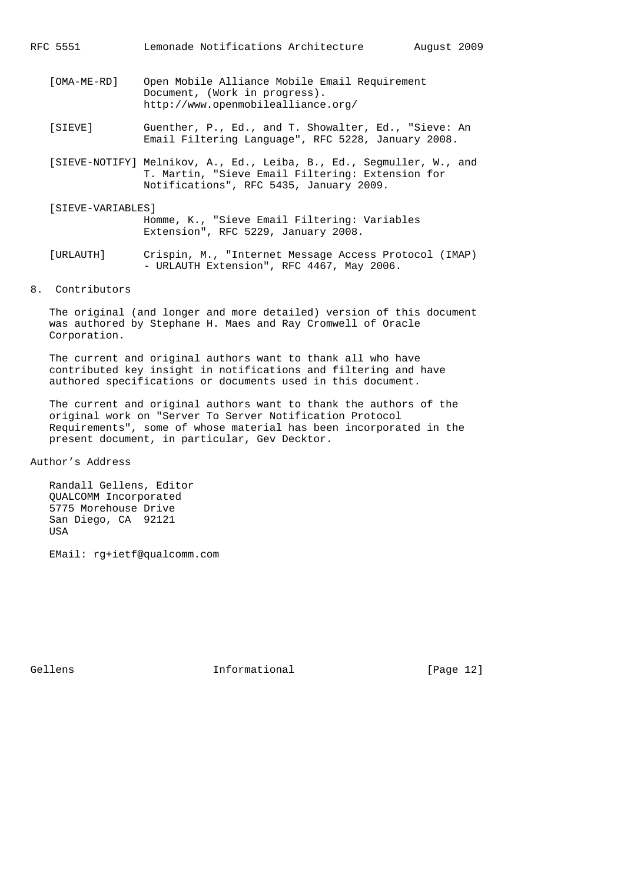[OMA-ME-RD] Open Mobile Alliance Mobile Email Requirement Document, (Work in progress). http://www.openmobilealliance.org/

[SIEVE] Guenther, P., Ed., and T. Showalter, Ed., "Sieve: An Email Filtering Language", RFC 5228, January 2008.

[SIEVE-NOTIFY] Melnikov, A., Ed., Leiba, B., Ed., Segmuller, W., and T. Martin, "Sieve Email Filtering: Extension for Notifications", RFC 5435, January 2009.

[SIEVE-VARIABLES] Homme, K., "Sieve Email Filtering: Variables Extension", RFC 5229, January 2008.

[URLAUTH] Crispin, M., "Internet Message Access Protocol (IMAP) - URLAUTH Extension", RFC 4467, May 2006.

## 8. Contributors

The original (and longer and more detailed) version of this document was authored by Stephane H. Maes and Ray Cromwell of Oracle Corporation.

The current and original authors want to thank all who have contributed key insight in notifications and filtering and have authored specifications or documents used in this document.

The current and original authors want to thank the authors of the original work on "Server To Server Notification Protocol Requirements", some of whose material has been incorporated in the present document, in particular, Gev Decktor.

## Author's Address

Randall Gellens, Editor
QUALCOMM Incorporated
5775 Morehouse Drive
San Diego, CA 92121
USA

EMail: rg+ietf@qualcomm.com